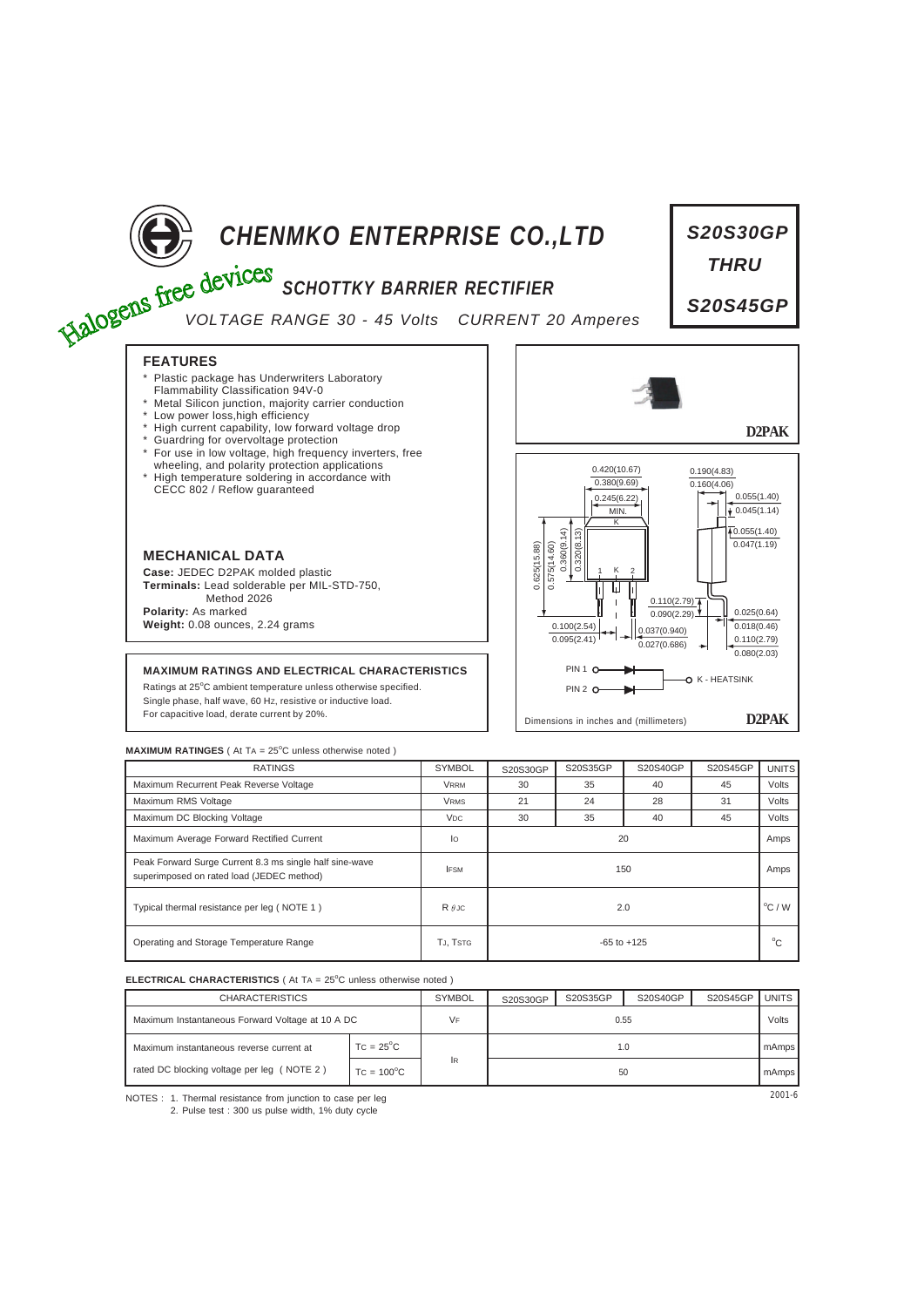# CHENMKO ENTERPRISE CO.,LTD

Halogens free devices

## SCHOTTKY BARRIER RECTIFIER

*VOLTAGE RANGE 30 - 45 Volts CURRENT 20 Amperes*

**S20S30GP THRU S20S45GP**

### FEATURES

- Plastic package has Underwriters Laboratory Flammability Classification 94V-0
- Metal Silicon junction, majority carrier conduction
- Low power loss,high efficiency
- High current capability, low forward voltage drop
- Guardring for overvoltage protection
- For use in low voltage, high frequency inverters, free wheeling, and polarity protection applications
- High temperature soldering in accordance with CECC 802 / Reflow guaranteed

D2PAK

### MECHANICAL DATA

**Case:** JEDEC D2PAK molded plastic
**Terminals:** Lead solderable per MIL-STD-750, Method 2026
**Polarity:** As marked
**Weight:** 0.08 ounces, 2.24 grams

Dimensions in inches and (millimeters) — D2PAK

0.420(10.67) / 0.380(9.69); 0.245(6.22) MIN.; 0.190(4.83) / 0.160(4.06); 0.055(1.40) / 0.045(1.14); 0.055(1.40) / 0.047(1.19); 0.625(15.88) / 0.575(14.60); 0.360(9.14) / 0.320(8.13); 0.110(2.79) / 0.090(2.29); 0.100(2.54) / 0.095(2.41); 0.037(0.940) / 0.027(0.686); 0.025(0.64) / 0.018(0.46); 0.110(2.79) / 0.080(2.03)

PIN 1, PIN 2 — K - HEATSINK

### MAXIMUM RATINGS AND ELECTRICAL CHARACTERISTICS

Ratings at 25°C ambient temperature unless otherwise specified.
Single phase, half wave, 60 Hz, resistive or inductive load.
For capacitive load, derate current by 20%.

**MAXIMUM RATINGES** ( At $T_A$ = 25°C unless otherwise noted )

| RATINGS | SYMBOL | S20S30GP | S20S35GP | S20S40GP | S20S45GP | UNITS |
|---|---|---|---|---|---|---|
| Maximum Recurrent Peak Reverse Voltage | $V_{RRM}$ | 30 | 35 | 40 | 45 | Volts |
| Maximum RMS Voltage | $V_{RMS}$ | 21 | 24 | 28 | 31 | Volts |
| Maximum DC Blocking Voltage | $V_{DC}$ | 30 | 35 | 40 | 45 | Volts |
| Maximum Average Forward Rectified Current | $I_O$ | 20 | | | | Amps |
| Peak Forward Surge Current 8.3 ms single half sine-wave superimposed on rated load (JEDEC method) | $I_{FSM}$ | 150 | | | | Amps |
| Typical thermal resistance per leg ( NOTE 1 ) | $R_{\theta JC}$ | 2.0 | | | | °C / W |
| Operating and Storage Temperature Range | $T_J$, $T_{STG}$ | -65 to +125 | | | | °C |

**ELECTRICAL CHARACTERISTICS** ( At $T_A$ = 25°C unless otherwise noted )

| CHARACTERISTICS | | SYMBOL | S20S30GP | S20S35GP | S20S40GP | S20S45GP | UNITS |
|---|---|---|---|---|---|---|---|
| Maximum Instantaneous Forward Voltage at 10 A DC | | $V_F$ | 0.55 | | | | Volts |
| Maximum instantaneous reverse current at rated DC blocking voltage per leg ( NOTE 2 ) | $T_C$ = 25°C | $I_R$ | 1.0 | | | | mAmps |
| | $T_C$ = 100°C | | 50 | | | | mAmps |

NOTES : 1. Thermal resistance from junction to case per leg
2. Pulse test : 300 us pulse width, 1% duty cycle

2001-6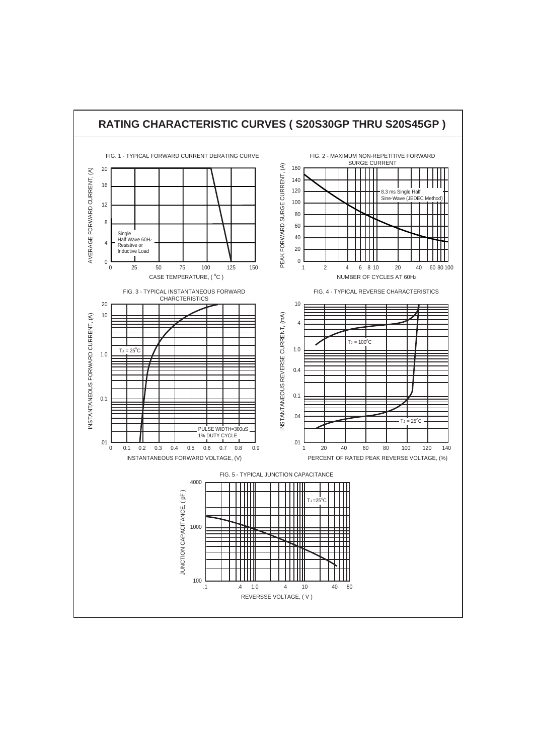# RATING CHARACTERISTIC CURVES ( S20S30GP THRU S20S45GP )

FIG. 1 - TYPICAL FORWARD CURRENT DERATING CURVE

AVERAGE FORWARD CURRENT, (A)

20
16
12
8
4
0

0 25 50 75 100 125 150

CASE TEMPERATURE, ( °C )

Single
Half Wave 60Hz
Resistive or
Inductive Load

FIG. 2 - MAXIMUM NON-REPETITIVE FORWARD SURGE CURRENT

PEAK FORWARD SURGE CURRENT, (A)

160
140
120
100
80
60
40
20
0

1 2 4 6 8 10 20 40 60 80 100

NUMBER OF CYCLES AT 60Hz

8.3 ms Single Half
Sine-Wave (JEDEC Method)

FIG. 3 - TYPICAL INSTANTANEOUS FORWARD CHARCTERISTICS

INSTANTANEOUS FORWARD CURRENT, (A)

20
10
1.0
0.1
.01

0 0.1 0.2 0.3 0.4 0.5 0.6 0.7 0.8 0.9

INSTANTANEOUS FORWARD VOLTAGE, (V)

TJ = 25°C

PULSE WIDTH=300uS
1% DUTY CYCLE

FIG. 4 - TYPICAL REVERSE CHARACTERISTICS

INSTANTANEOUS REVERSE CURRENT, (mA)

10
4
1.0
0.4
0.1
.04
.01

1 20 40 60 80 100 120 140

PERCENT OF RATED PEAK REVERSE VOLTAGE, (%)

TJ = 100°C

TJ = 25°C

FIG. 5 - TYPICAL JUNCTION CAPACITANCE

JUNCTION CAPACITANCE, ( pF )

4000
1000
100

.1 .4 1.0 4 10 40 80

REVERSSE VOLTAGE, ( V )

TJ =25°C